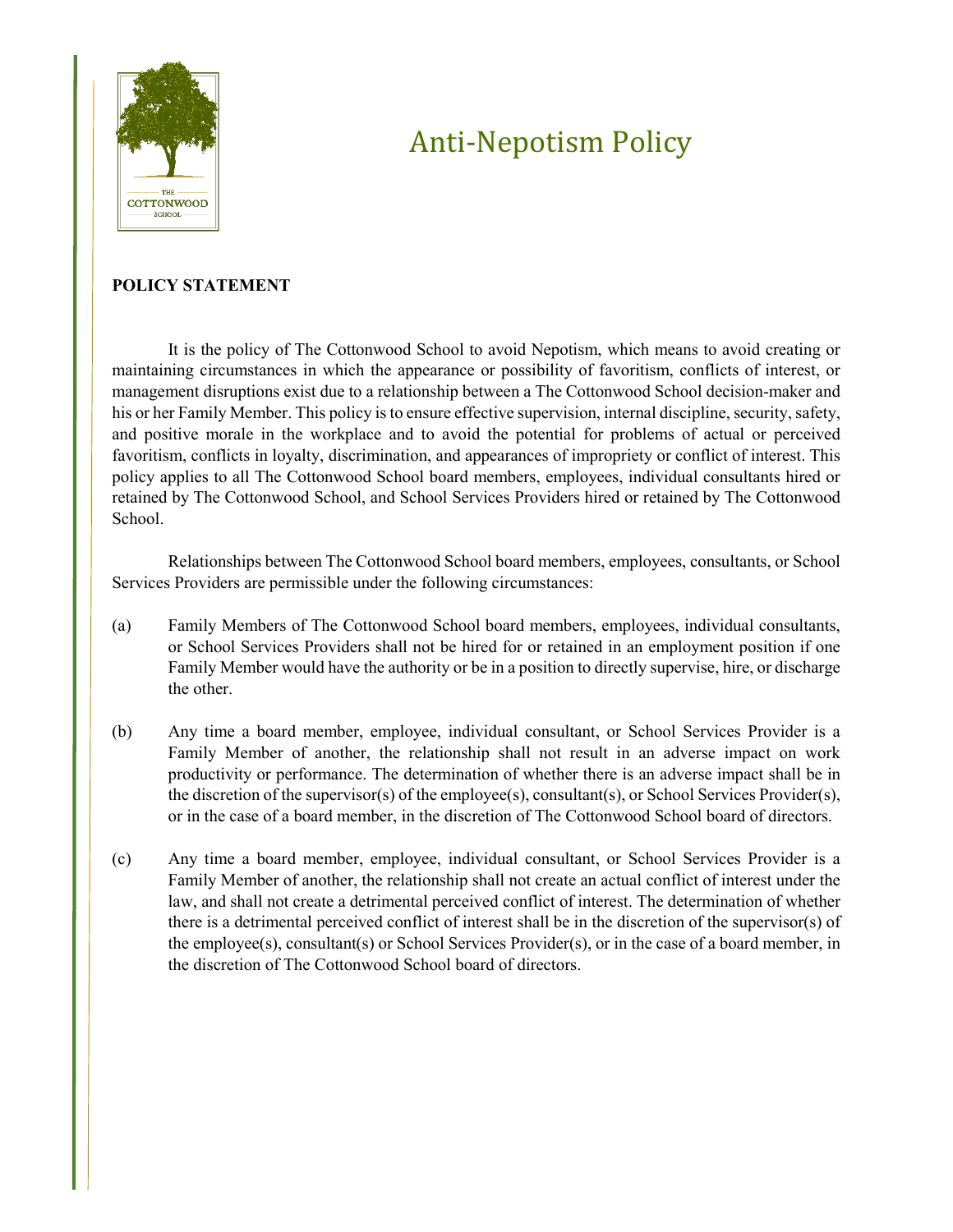# Anti-Nepotism Policy

**POLICY STATEMENT**

It is the policy of The Cottonwood School to avoid Nepotism, which means to avoid creating or maintaining circumstances in which the appearance or possibility of favoritism, conflicts of interest, or management disruptions exist due to a relationship between a The Cottonwood School decision-maker and his or her Family Member. This policy is to ensure effective supervision, internal discipline, security, safety, and positive morale in the workplace and to avoid the potential for problems of actual or perceived favoritism, conflicts in loyalty, discrimination, and appearances of impropriety or conflict of interest. This policy applies to all The Cottonwood School board members, employees, individual consultants hired or retained by The Cottonwood School, and School Services Providers hired or retained by The Cottonwood School.

Relationships between The Cottonwood School board members, employees, consultants, or School Services Providers are permissible under the following circumstances:

(a) Family Members of The Cottonwood School board members, employees, individual consultants, or School Services Providers shall not be hired for or retained in an employment position if one Family Member would have the authority or be in a position to directly supervise, hire, or discharge the other.

(b) Any time a board member, employee, individual consultant, or School Services Provider is a Family Member of another, the relationship shall not result in an adverse impact on work productivity or performance. The determination of whether there is an adverse impact shall be in the discretion of the supervisor(s) of the employee(s), consultant(s), or School Services Provider(s), or in the case of a board member, in the discretion of The Cottonwood School board of directors.

(c) Any time a board member, employee, individual consultant, or School Services Provider is a Family Member of another, the relationship shall not create an actual conflict of interest under the law, and shall not create a detrimental perceived conflict of interest. The determination of whether there is a detrimental perceived conflict of interest shall be in the discretion of the supervisor(s) of the employee(s), consultant(s) or School Services Provider(s), or in the case of a board member, in the discretion of The Cottonwood School board of directors.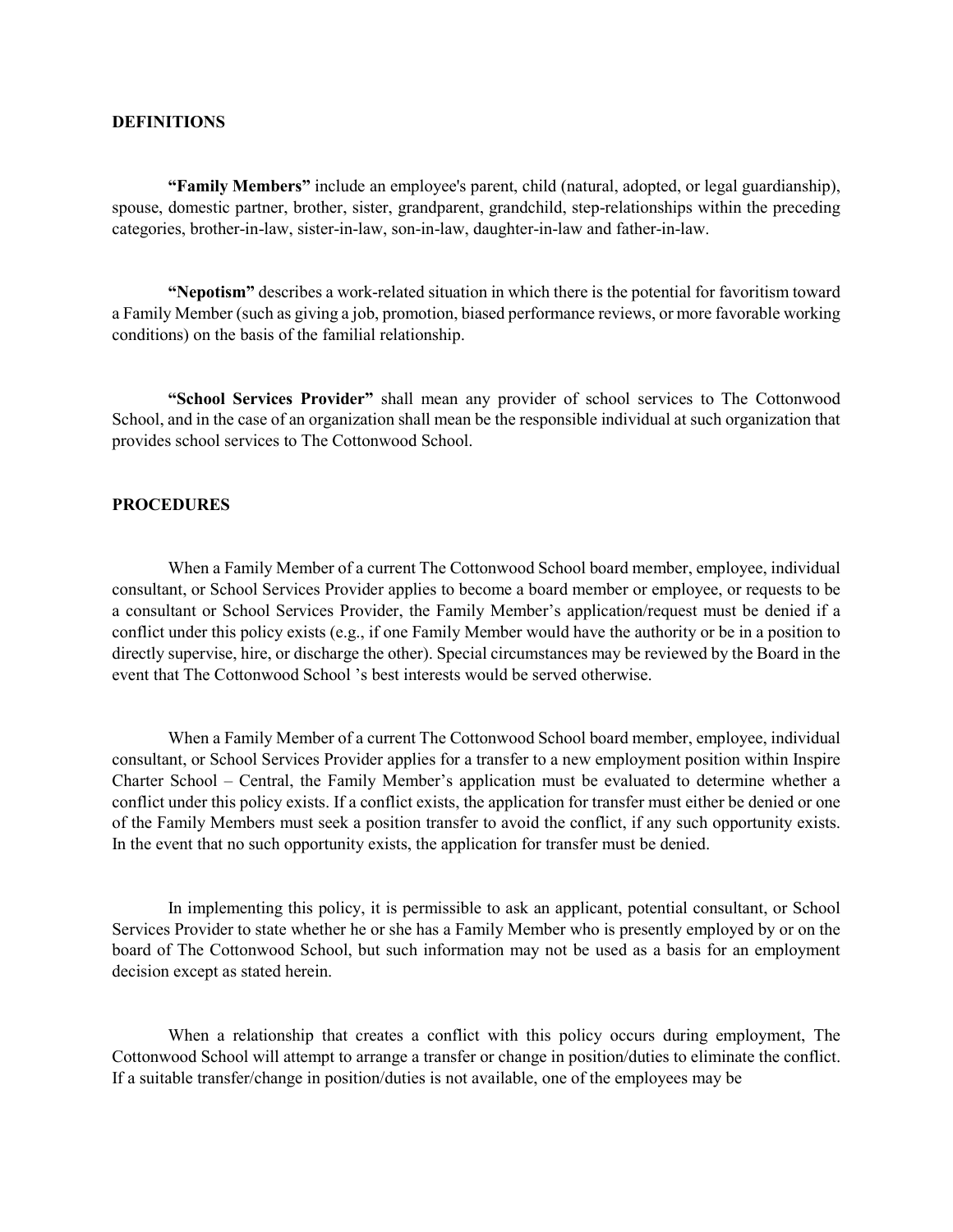**DEFINITIONS**

**"Family Members"** include an employee's parent, child (natural, adopted, or legal guardianship), spouse, domestic partner, brother, sister, grandparent, grandchild, step-relationships within the preceding categories, brother-in-law, sister-in-law, son-in-law, daughter-in-law and father-in-law.

**"Nepotism"** describes a work-related situation in which there is the potential for favoritism toward a Family Member (such as giving a job, promotion, biased performance reviews, or more favorable working conditions) on the basis of the familial relationship.

**"School Services Provider"** shall mean any provider of school services to The Cottonwood School, and in the case of an organization shall mean be the responsible individual at such organization that provides school services to The Cottonwood School.

**PROCEDURES**

When a Family Member of a current The Cottonwood School board member, employee, individual consultant, or School Services Provider applies to become a board member or employee, or requests to be a consultant or School Services Provider, the Family Member's application/request must be denied if a conflict under this policy exists (e.g., if one Family Member would have the authority or be in a position to directly supervise, hire, or discharge the other). Special circumstances may be reviewed by the Board in the event that The Cottonwood School 's best interests would be served otherwise.

When a Family Member of a current The Cottonwood School board member, employee, individual consultant, or School Services Provider applies for a transfer to a new employment position within Inspire Charter School – Central, the Family Member's application must be evaluated to determine whether a conflict under this policy exists. If a conflict exists, the application for transfer must either be denied or one of the Family Members must seek a position transfer to avoid the conflict, if any such opportunity exists. In the event that no such opportunity exists, the application for transfer must be denied.

In implementing this policy, it is permissible to ask an applicant, potential consultant, or School Services Provider to state whether he or she has a Family Member who is presently employed by or on the board of The Cottonwood School, but such information may not be used as a basis for an employment decision except as stated herein.

When a relationship that creates a conflict with this policy occurs during employment, The Cottonwood School will attempt to arrange a transfer or change in position/duties to eliminate the conflict. If a suitable transfer/change in position/duties is not available, one of the employees may be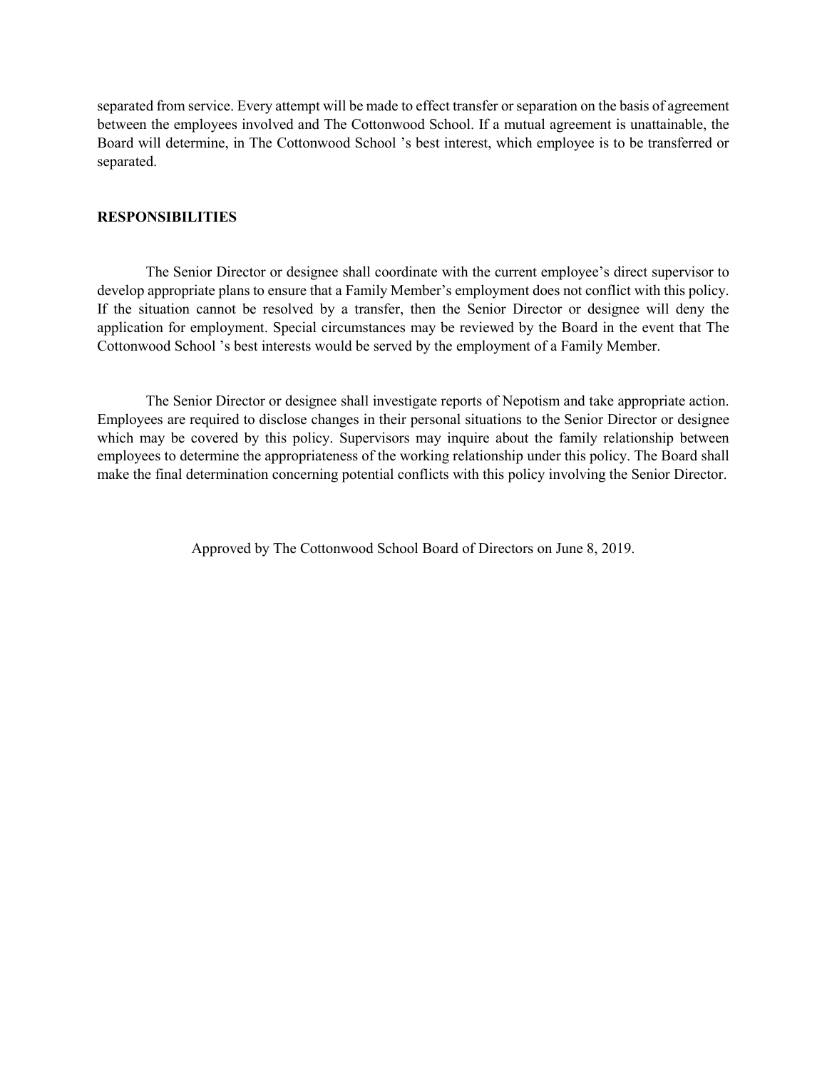separated from service. Every attempt will be made to effect transfer or separation on the basis of agreement between the employees involved and The Cottonwood School. If a mutual agreement is unattainable, the Board will determine, in The Cottonwood School 's best interest, which employee is to be transferred or separated.

**RESPONSIBILITIES**

The Senior Director or designee shall coordinate with the current employee's direct supervisor to develop appropriate plans to ensure that a Family Member's employment does not conflict with this policy. If the situation cannot be resolved by a transfer, then the Senior Director or designee will deny the application for employment. Special circumstances may be reviewed by the Board in the event that The Cottonwood School 's best interests would be served by the employment of a Family Member.

The Senior Director or designee shall investigate reports of Nepotism and take appropriate action. Employees are required to disclose changes in their personal situations to the Senior Director or designee which may be covered by this policy. Supervisors may inquire about the family relationship between employees to determine the appropriateness of the working relationship under this policy. The Board shall make the final determination concerning potential conflicts with this policy involving the Senior Director.

Approved by The Cottonwood School Board of Directors on June 8, 2019.